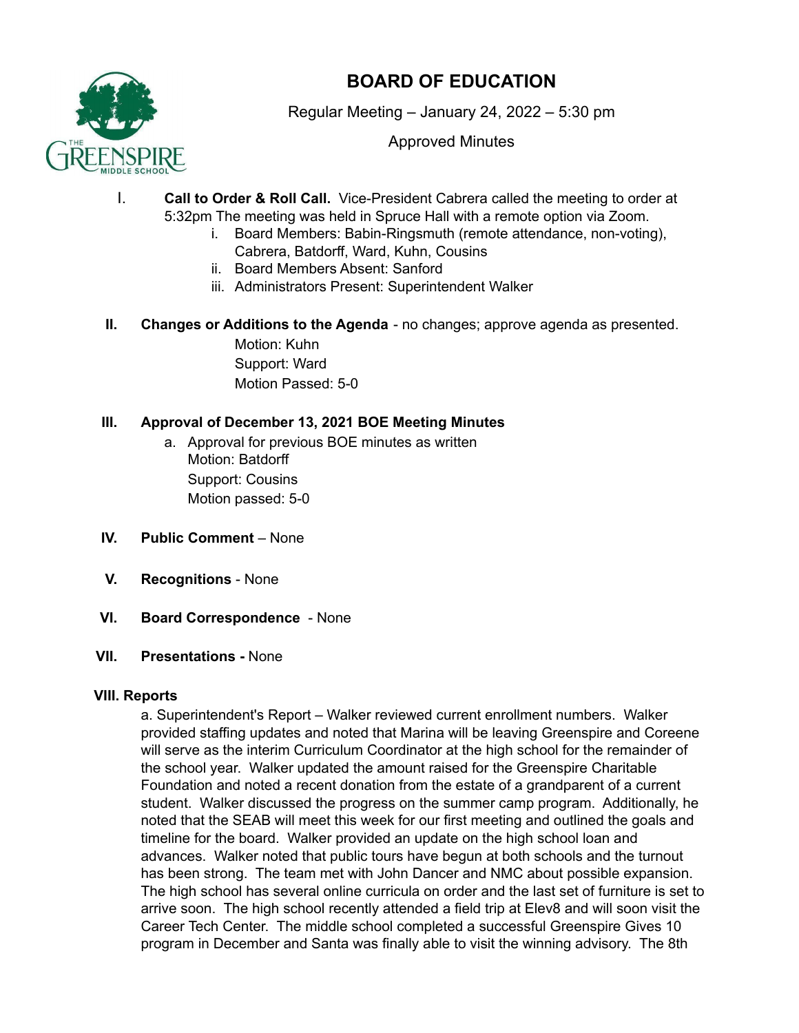# BOARD OF EDUCATION

Regular Meeting – January 24, 2022 – 5:30 pm

Approved Minutes

I. **Call to Order & Roll Call.** Vice-President Cabrera called the meeting to order at 5:32pm The meeting was held in Spruce Hall with a remote option via Zoom.
   i. Board Members: Babin-Ringsmuth (remote attendance, non-voting), Cabrera, Batdorff, Ward, Kuhn, Cousins
   ii. Board Members Absent: Sanford
   iii. Administrators Present: Superintendent Walker

II. **Changes or Additions to the Agenda** - no changes; approve agenda as presented.
   Motion: Kuhn
   Support: Ward
   Motion Passed: 5-0

III. **Approval of December 13, 2021 BOE Meeting Minutes**
   a. Approval for previous BOE minutes as written
   Motion: Batdorff
   Support: Cousins
   Motion passed: 5-0

IV. **Public Comment** – None

V. **Recognitions** - None

VI. **Board Correspondence** - None

VII. **Presentations -** None

**VIII. Reports**

a. Superintendent's Report – Walker reviewed current enrollment numbers. Walker provided staffing updates and noted that Marina will be leaving Greenspire and Coreene will serve as the interim Curriculum Coordinator at the high school for the remainder of the school year. Walker updated the amount raised for the Greenspire Charitable Foundation and noted a recent donation from the estate of a grandparent of a current student. Walker discussed the progress on the summer camp program. Additionally, he noted that the SEAB will meet this week for our first meeting and outlined the goals and timeline for the board. Walker provided an update on the high school loan and advances. Walker noted that public tours have begun at both schools and the turnout has been strong. The team met with John Dancer and NMC about possible expansion. The high school has several online curricula on order and the last set of furniture is set to arrive soon. The high school recently attended a field trip at Elev8 and will soon visit the Career Tech Center. The middle school completed a successful Greenspire Gives 10 program in December and Santa was finally able to visit the winning advisory. The 8th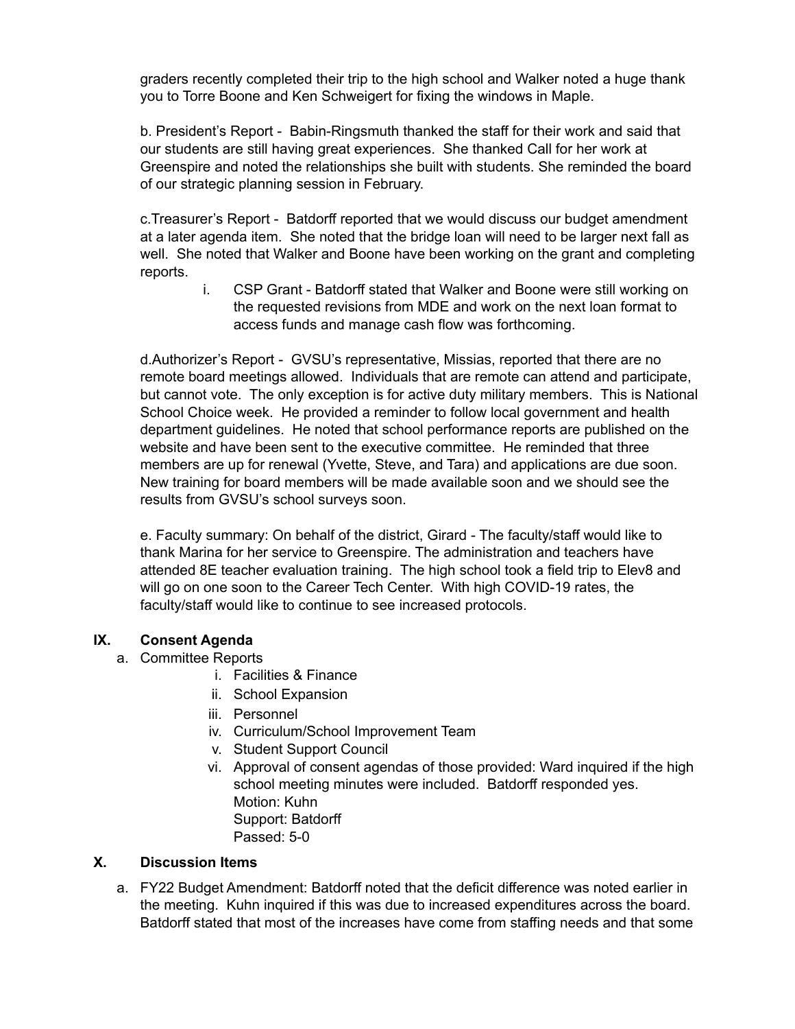graders recently completed their trip to the high school and Walker noted a huge thank you to Torre Boone and Ken Schweigert for fixing the windows in Maple.

b. President's Report - Babin-Ringsmuth thanked the staff for their work and said that our students are still having great experiences. She thanked Call for her work at Greenspire and noted the relationships she built with students. She reminded the board of our strategic planning session in February.

c.Treasurer's Report - Batdorff reported that we would discuss our budget amendment at a later agenda item. She noted that the bridge loan will need to be larger next fall as well. She noted that Walker and Boone have been working on the grant and completing reports.

i. CSP Grant - Batdorff stated that Walker and Boone were still working on the requested revisions from MDE and work on the next loan format to access funds and manage cash flow was forthcoming.

d.Authorizer's Report - GVSU's representative, Missias, reported that there are no remote board meetings allowed. Individuals that are remote can attend and participate, but cannot vote. The only exception is for active duty military members. This is National School Choice week. He provided a reminder to follow local government and health department guidelines. He noted that school performance reports are published on the website and have been sent to the executive committee. He reminded that three members are up for renewal (Yvette, Steve, and Tara) and applications are due soon. New training for board members will be made available soon and we should see the results from GVSU's school surveys soon.

e. Faculty summary: On behalf of the district, Girard - The faculty/staff would like to thank Marina for her service to Greenspire. The administration and teachers have attended 8E teacher evaluation training. The high school took a field trip to Elev8 and will go on one soon to the Career Tech Center. With high COVID-19 rates, the faculty/staff would like to continue to see increased protocols.

## IX. Consent Agenda

a. Committee Reports
   i. Facilities & Finance
   ii. School Expansion
   iii. Personnel
   iv. Curriculum/School Improvement Team
   v. Student Support Council
   vi. Approval of consent agendas of those provided: Ward inquired if the high school meeting minutes were included. Batdorff responded yes.
   Motion: Kuhn
   Support: Batdorff
   Passed: 5-0

## X. Discussion Items

a. FY22 Budget Amendment: Batdorff noted that the deficit difference was noted earlier in the meeting. Kuhn inquired if this was due to increased expenditures across the board. Batdorff stated that most of the increases have come from staffing needs and that some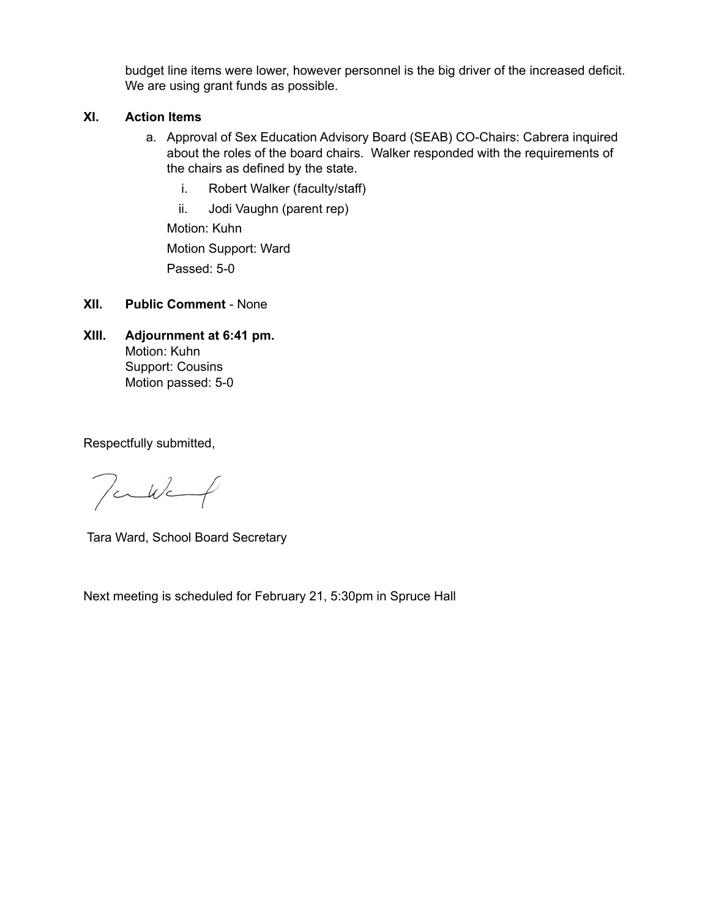budget line items were lower, however personnel is the big driver of the increased deficit. We are using grant funds as possible.

**XI. Action Items**

a. Approval of Sex Education Advisory Board (SEAB) CO-Chairs: Cabrera inquired about the roles of the board chairs. Walker responded with the requirements of the chairs as defined by the state.

   i. Robert Walker (faculty/staff)

   ii. Jodi Vaughn (parent rep)

   Motion: Kuhn

   Motion Support: Ward

   Passed: 5-0

**XII. Public Comment** - None

**XIII. Adjournment at 6:41 pm.**
Motion: Kuhn
Support: Cousins
Motion passed: 5-0

Respectfully submitted,

Tara Ward, School Board Secretary

Next meeting is scheduled for February 21, 5:30pm in Spruce Hall